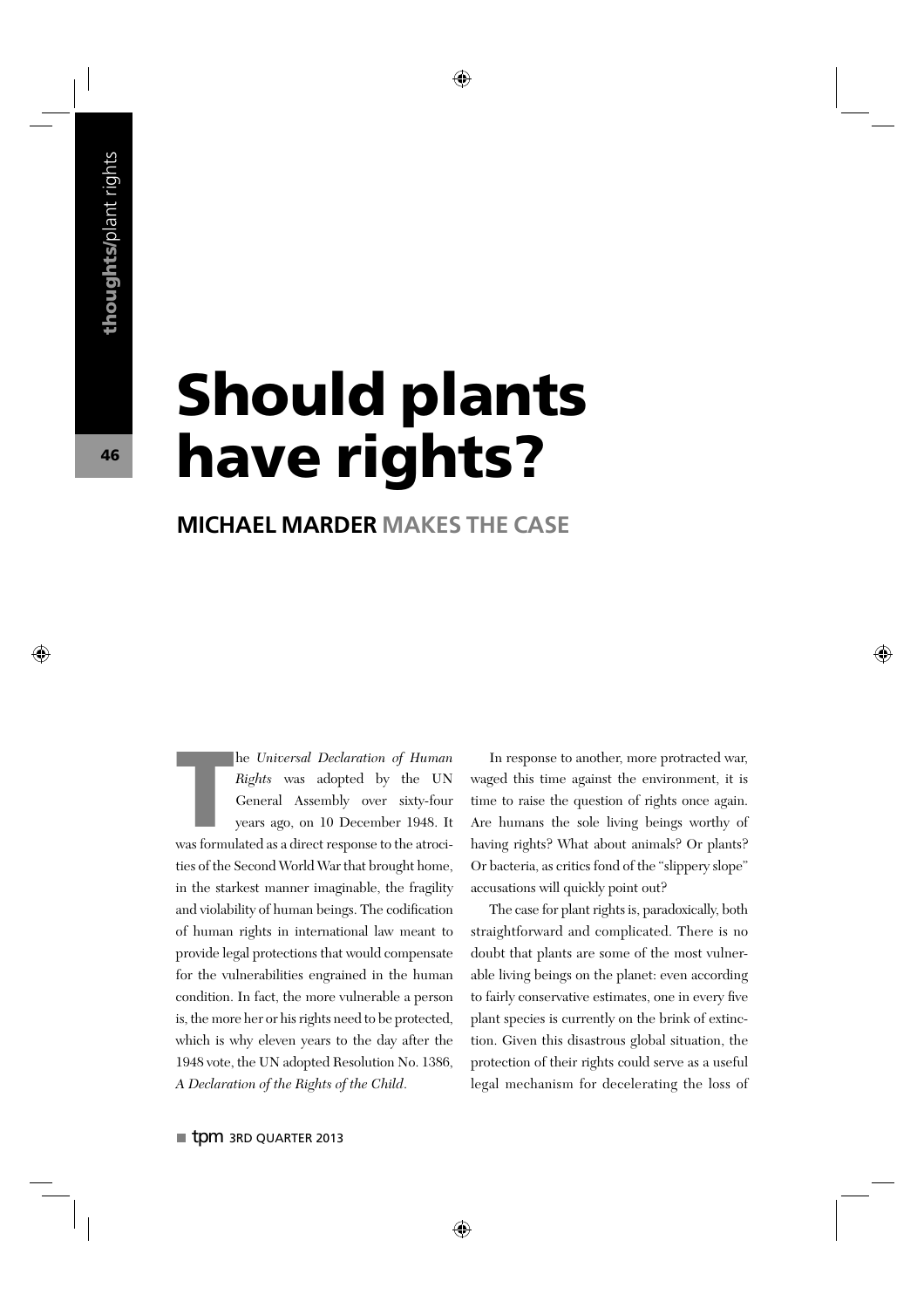# Should plants have rights?

## MICHAEL MARDER MAKES THE CASE

The *Universal Declaration of Human Rights* was adopted by the UN General Assembly over sixty-four years ago, on 10 December 1948. It was formulated as a direct response to the atrocities of the Second World War that brought home, in the starkest manner imaginable, the fragility and violability of human beings. The codification of human rights in international law meant to provide legal protections that would compensate for the vulnerabilities engrained in the human condition. In fact, the more vulnerable a person is, the more her or his rights need to be protected, which is why eleven years to the day after the 1948 vote, the UN adopted Resolution No. 1386, *A Declaration of the Rights of the Child*.

In response to another, more protracted war, waged this time against the environment, it is time to raise the question of rights once again. Are humans the sole living beings worthy of having rights? What about animals? Or plants? Or bacteria, as critics fond of the "slippery slope" accusations will quickly point out?

The case for plant rights is, paradoxically, both straightforward and complicated. There is no doubt that plants are some of the most vulnerable living beings on the planet: even according to fairly conservative estimates, one in every five plant species is currently on the brink of extinction. Given this disastrous global situation, the protection of their rights could serve as a useful legal mechanism for decelerating the loss of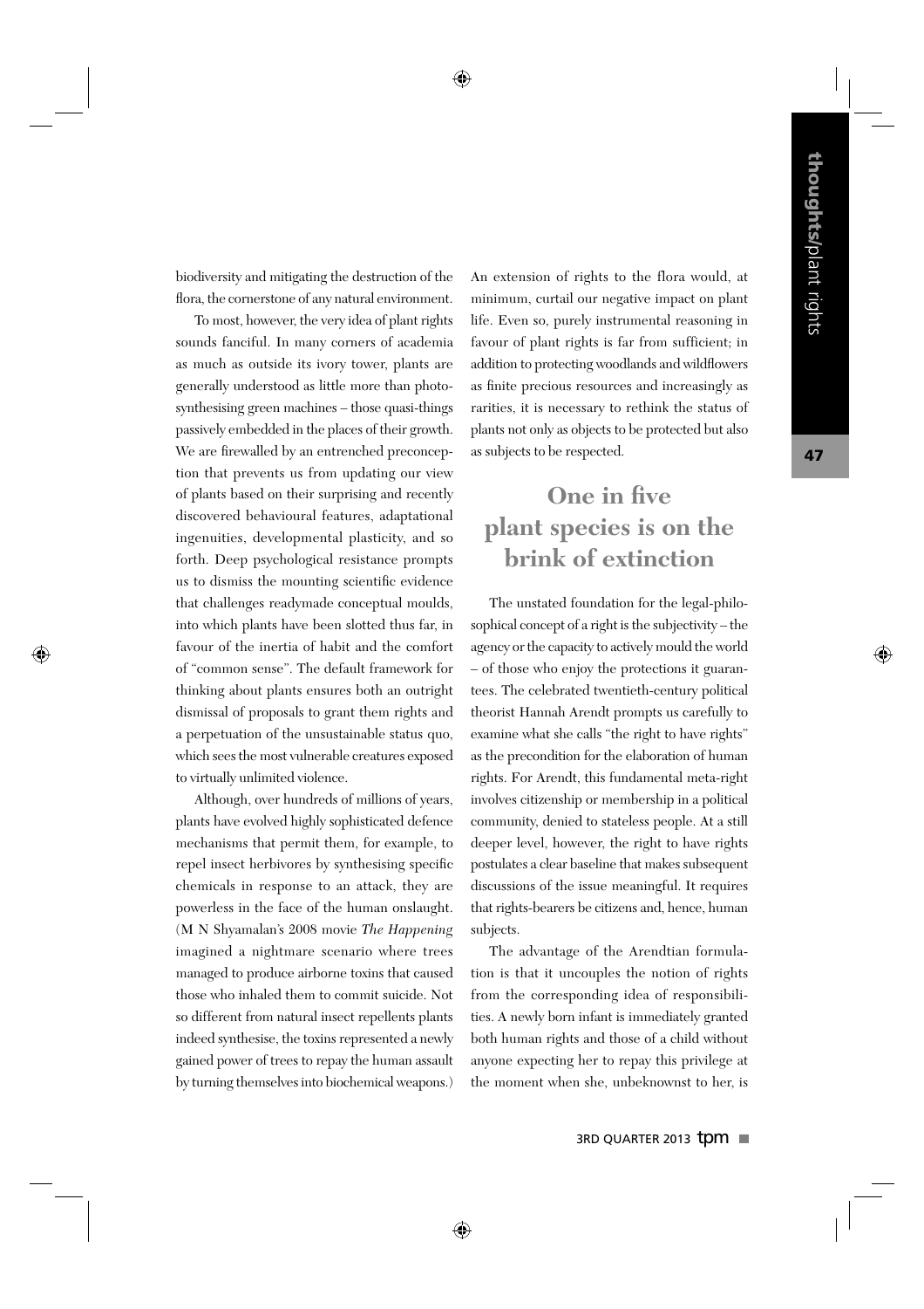biodiversity and mitigating the destruction of the flora, the cornerstone of any natural environment.

To most, however, the very idea of plant rights sounds fanciful. In many corners of academia as much as outside its ivory tower, plants are generally understood as little more than photosynthesising green machines – those quasi-things passively embedded in the places of their growth. We are firewalled by an entrenched preconception that prevents us from updating our view of plants based on their surprising and recently discovered behavioural features, adaptational ingenuities, developmental plasticity, and so forth. Deep psychological resistance prompts us to dismiss the mounting scientific evidence that challenges readymade conceptual moulds, into which plants have been slotted thus far, in favour of the inertia of habit and the comfort of "common sense". The default framework for thinking about plants ensures both an outright dismissal of proposals to grant them rights and a perpetuation of the unsustainable status quo, which sees the most vulnerable creatures exposed to virtually unlimited violence.

Although, over hundreds of millions of years, plants have evolved highly sophisticated defence mechanisms that permit them, for example, to repel insect herbivores by synthesising specific chemicals in response to an attack, they are powerless in the face of the human onslaught. (M N Shyamalan's 2008 movie *The Happening* imagined a nightmare scenario where trees managed to produce airborne toxins that caused those who inhaled them to commit suicide. Not so different from natural insect repellents plants indeed synthesise, the toxins represented a newly gained power of trees to repay the human assault by turning themselves into biochemical weapons.)

An extension of rights to the flora would, at minimum, curtail our negative impact on plant life. Even so, purely instrumental reasoning in favour of plant rights is far from sufficient; in addition to protecting woodlands and wildflowers as finite precious resources and increasingly as rarities, it is necessary to rethink the status of plants not only as objects to be protected but also as subjects to be respected.

## One in five plant species is on the brink of extinction

The unstated foundation for the legal-philosophical concept of a right is the subjectivity – the agency or the capacity to actively mould the world – of those who enjoy the protections it guarantees. The celebrated twentieth-century political theorist Hannah Arendt prompts us carefully to examine what she calls "the right to have rights" as the precondition for the elaboration of human rights. For Arendt, this fundamental meta-right involves citizenship or membership in a political community, denied to stateless people. At a still deeper level, however, the right to have rights postulates a clear baseline that makes subsequent discussions of the issue meaningful. It requires that rights-bearers be citizens and, hence, human subjects.

The advantage of the Arendtian formulation is that it uncouples the notion of rights from the corresponding idea of responsibilities. A newly born infant is immediately granted both human rights and those of a child without anyone expecting her to repay this privilege at the moment when she, unbeknownst to her, is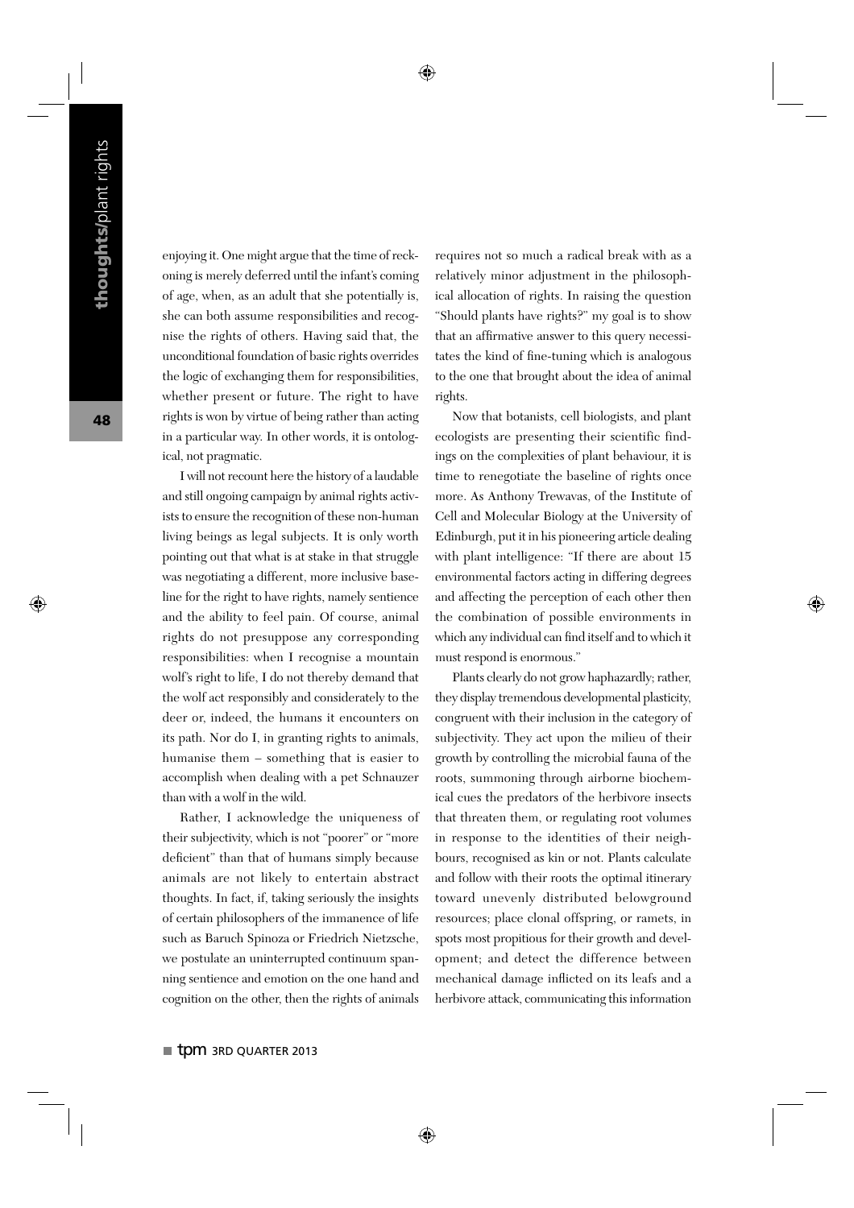enjoying it. One might argue that the time of reckoning is merely deferred until the infant's coming of age, when, as an adult that she potentially is, she can both assume responsibilities and recognise the rights of others. Having said that, the unconditional foundation of basic rights overrides the logic of exchanging them for responsibilities, whether present or future. The right to have rights is won by virtue of being rather than acting in a particular way. In other words, it is ontological, not pragmatic.

I will not recount here the history of a laudable and still ongoing campaign by animal rights activists to ensure the recognition of these non-human living beings as legal subjects. It is only worth pointing out that what is at stake in that struggle was negotiating a different, more inclusive baseline for the right to have rights, namely sentience and the ability to feel pain. Of course, animal rights do not presuppose any corresponding responsibilities: when I recognise a mountain wolf's right to life, I do not thereby demand that the wolf act responsibly and considerately to the deer or, indeed, the humans it encounters on its path. Nor do I, in granting rights to animals, humanise them – something that is easier to accomplish when dealing with a pet Schnauzer than with a wolf in the wild.

Rather, I acknowledge the uniqueness of their subjectivity, which is not "poorer" or "more deficient" than that of humans simply because animals are not likely to entertain abstract thoughts. In fact, if, taking seriously the insights of certain philosophers of the immanence of life such as Baruch Spinoza or Friedrich Nietzsche, we postulate an uninterrupted continuum spanning sentience and emotion on the one hand and cognition on the other, then the rights of animals requires not so much a radical break with as a relatively minor adjustment in the philosophical allocation of rights. In raising the question "Should plants have rights?" my goal is to show that an affirmative answer to this query necessitates the kind of fine-tuning which is analogous to the one that brought about the idea of animal rights.

Now that botanists, cell biologists, and plant ecologists are presenting their scientific findings on the complexities of plant behaviour, it is time to renegotiate the baseline of rights once more. As Anthony Trewavas, of the Institute of Cell and Molecular Biology at the University of Edinburgh, put it in his pioneering article dealing with plant intelligence: "If there are about 15 environmental factors acting in differing degrees and affecting the perception of each other then the combination of possible environments in which any individual can find itself and to which it must respond is enormous."

Plants clearly do not grow haphazardly; rather, they display tremendous developmental plasticity, congruent with their inclusion in the category of subjectivity. They act upon the milieu of their growth by controlling the microbial fauna of the roots, summoning through airborne biochemical cues the predators of the herbivore insects that threaten them, or regulating root volumes in response to the identities of their neighbours, recognised as kin or not. Plants calculate and follow with their roots the optimal itinerary toward unevenly distributed belowground resources; place clonal offspring, or ramets, in spots most propitious for their growth and development; and detect the difference between mechanical damage inflicted on its leafs and a herbivore attack, communicating this information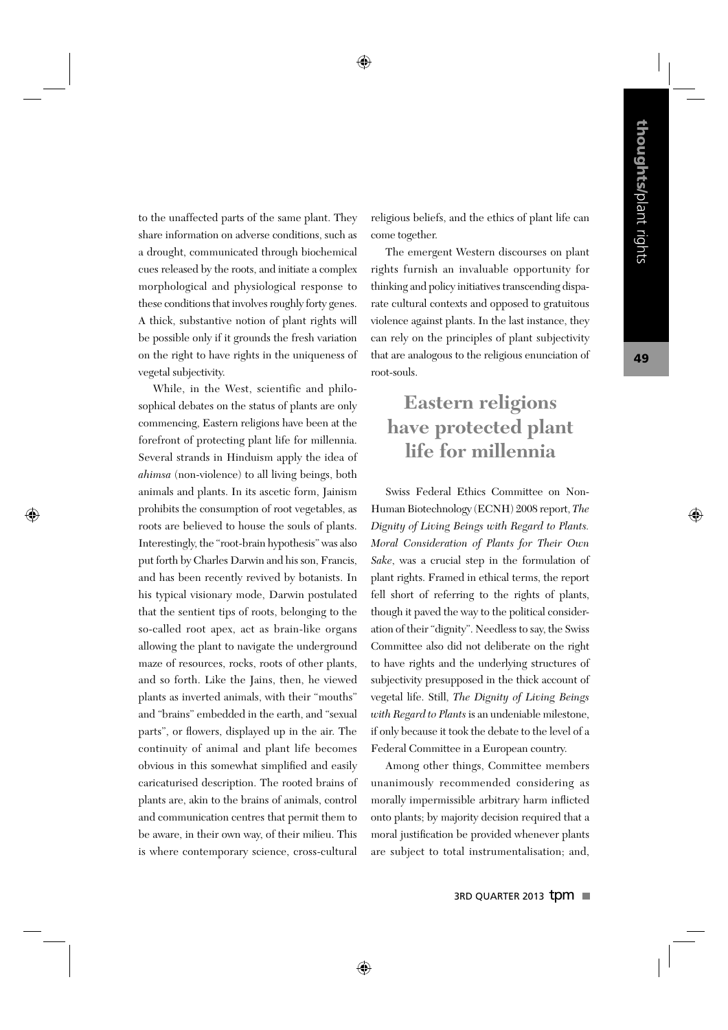to the unaffected parts of the same plant. They share information on adverse conditions, such as a drought, communicated through biochemical cues released by the roots, and initiate a complex morphological and physiological response to these conditions that involves roughly forty genes. A thick, substantive notion of plant rights will be possible only if it grounds the fresh variation on the right to have rights in the uniqueness of vegetal subjectivity.

While, in the West, scientific and philosophical debates on the status of plants are only commencing, Eastern religions have been at the forefront of protecting plant life for millennia. Several strands in Hinduism apply the idea of *ahimsa* (non-violence) to all living beings, both animals and plants. In its ascetic form, Jainism prohibits the consumption of root vegetables, as roots are believed to house the souls of plants. Interestingly, the "root-brain hypothesis" was also put forth by Charles Darwin and his son, Francis, and has been recently revived by botanists. In his typical visionary mode, Darwin postulated that the sentient tips of roots, belonging to the so-called root apex, act as brain-like organs allowing the plant to navigate the underground maze of resources, rocks, roots of other plants, and so forth. Like the Jains, then, he viewed plants as inverted animals, with their "mouths" and "brains" embedded in the earth, and "sexual parts", or flowers, displayed up in the air. The continuity of animal and plant life becomes obvious in this somewhat simplified and easily caricaturised description. The rooted brains of plants are, akin to the brains of animals, control and communication centres that permit them to be aware, in their own way, of their milieu. This is where contemporary science, cross-cultural religious beliefs, and the ethics of plant life can come together.

The emergent Western discourses on plant rights furnish an invaluable opportunity for thinking and policy initiatives transcending disparate cultural contexts and opposed to gratuitous violence against plants. In the last instance, they can rely on the principles of plant subjectivity that are analogous to the religious enunciation of root-souls.

## Eastern religions have protected plant life for millennia

Swiss Federal Ethics Committee on Non-Human Biotechnology (ECNH) 2008 report, *The Dignity of Living Beings with Regard to Plants. Moral Consideration of Plants for Their Own Sake*, was a crucial step in the formulation of plant rights. Framed in ethical terms, the report fell short of referring to the rights of plants, though it paved the way to the political consideration of their "dignity". Needless to say, the Swiss Committee also did not deliberate on the right to have rights and the underlying structures of subjectivity presupposed in the thick account of vegetal life. Still, *The Dignity of Living Beings with Regard to Plants* is an undeniable milestone, if only because it took the debate to the level of a Federal Committee in a European country.

Among other things, Committee members unanimously recommended considering as morally impermissible arbitrary harm inflicted onto plants; by majority decision required that a moral justification be provided whenever plants are subject to total instrumentalisation; and,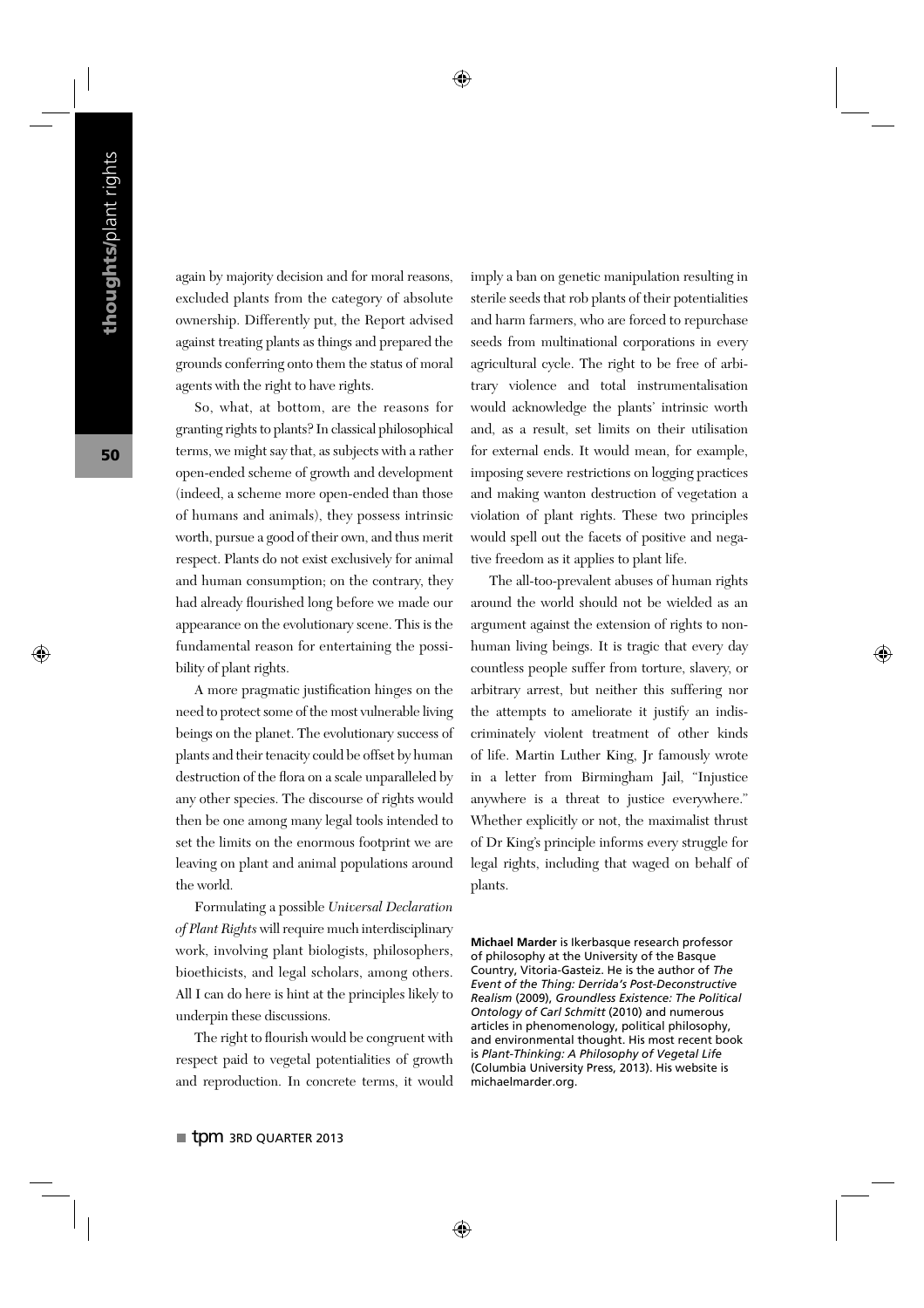again by majority decision and for moral reasons, excluded plants from the category of absolute ownership. Differently put, the Report advised against treating plants as things and prepared the grounds conferring onto them the status of moral agents with the right to have rights.

So, what, at bottom, are the reasons for granting rights to plants? In classical philosophical terms, we might say that, as subjects with a rather open-ended scheme of growth and development (indeed, a scheme more open-ended than those of humans and animals), they possess intrinsic worth, pursue a good of their own, and thus merit respect. Plants do not exist exclusively for animal and human consumption; on the contrary, they had already flourished long before we made our appearance on the evolutionary scene. This is the fundamental reason for entertaining the possibility of plant rights.

A more pragmatic justification hinges on the need to protect some of the most vulnerable living beings on the planet. The evolutionary success of plants and their tenacity could be offset by human destruction of the flora on a scale unparalleled by any other species. The discourse of rights would then be one among many legal tools intended to set the limits on the enormous footprint we are leaving on plant and animal populations around the world.

Formulating a possible *Universal Declaration of Plant Rights* will require much interdisciplinary work, involving plant biologists, philosophers, bioethicists, and legal scholars, among others. All I can do here is hint at the principles likely to underpin these discussions.

The right to flourish would be congruent with respect paid to vegetal potentialities of growth and reproduction. In concrete terms, it would imply a ban on genetic manipulation resulting in sterile seeds that rob plants of their potentialities and harm farmers, who are forced to repurchase seeds from multinational corporations in every agricultural cycle. The right to be free of arbitrary violence and total instrumentalisation would acknowledge the plants' intrinsic worth and, as a result, set limits on their utilisation for external ends. It would mean, for example, imposing severe restrictions on logging practices and making wanton destruction of vegetation a violation of plant rights. These two principles would spell out the facets of positive and negative freedom as it applies to plant life.

The all-too-prevalent abuses of human rights around the world should not be wielded as an argument against the extension of rights to non-human living beings. It is tragic that every day countless people suffer from torture, slavery, or arbitrary arrest, but neither this suffering nor the attempts to ameliorate it justify an indiscriminately violent treatment of other kinds of life. Martin Luther King, Jr famously wrote in a letter from Birmingham Jail, "Injustice anywhere is a threat to justice everywhere." Whether explicitly or not, the maximalist thrust of Dr King's principle informs every struggle for legal rights, including that waged on behalf of plants.

**Michael Marder** is Ikerbasque research professor of philosophy at the University of the Basque Country, Vitoria-Gasteiz. He is the author of *The Event of the Thing: Derrida's Post-Deconstructive Realism* (2009), *Groundless Existence: The Political Ontology of Carl Schmitt* (2010) and numerous articles in phenomenology, political philosophy, and environmental thought. His most recent book is *Plant-Thinking: A Philosophy of Vegetal Life* (Columbia University Press, 2013). His website is michaelmarder.org.